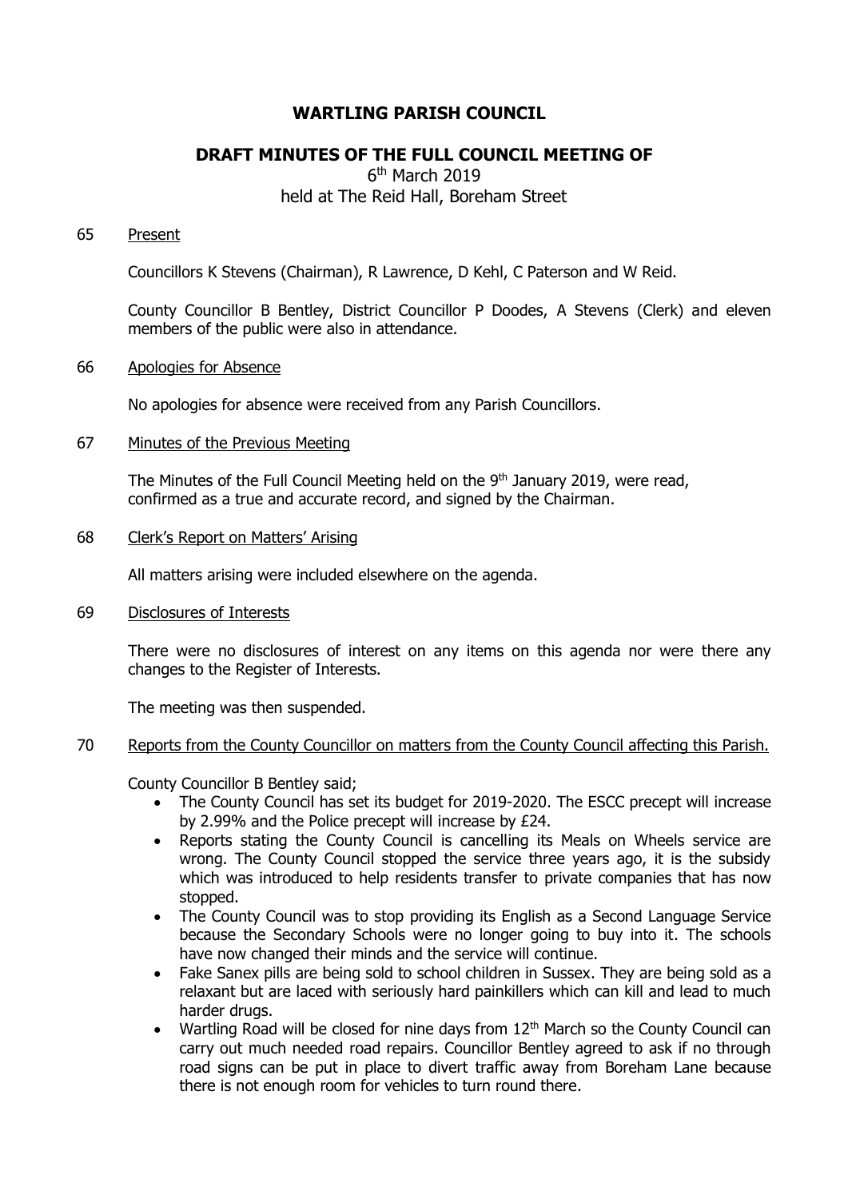# WARTLING PARISH COUNCIL

## DRAFT MINUTES OF THE FULL COUNCIL MEETING OF

6th March 2019
held at The Reid Hall, Boreham Street

65 Present

Councillors K Stevens (Chairman), R Lawrence, D Kehl, C Paterson and W Reid.

County Councillor B Bentley, District Councillor P Doodes, A Stevens (Clerk) and eleven members of the public were also in attendance.

66 Apologies for Absence

No apologies for absence were received from any Parish Councillors.

67 Minutes of the Previous Meeting

The Minutes of the Full Council Meeting held on the 9th January 2019, were read, confirmed as a true and accurate record, and signed by the Chairman.

68 Clerk's Report on Matters' Arising

All matters arising were included elsewhere on the agenda.

69 Disclosures of Interests

There were no disclosures of interest on any items on this agenda nor were there any changes to the Register of Interests.

The meeting was then suspended.

70 Reports from the County Councillor on matters from the County Council affecting this Parish.

County Councillor B Bentley said;

- The County Council has set its budget for 2019-2020. The ESCC precept will increase by 2.99% and the Police precept will increase by £24.
- Reports stating the County Council is cancelling its Meals on Wheels service are wrong. The County Council stopped the service three years ago, it is the subsidy which was introduced to help residents transfer to private companies that has now stopped.
- The County Council was to stop providing its English as a Second Language Service because the Secondary Schools were no longer going to buy into it. The schools have now changed their minds and the service will continue.
- Fake Sanex pills are being sold to school children in Sussex. They are being sold as a relaxant but are laced with seriously hard painkillers which can kill and lead to much harder drugs.
- Wartling Road will be closed for nine days from 12th March so the County Council can carry out much needed road repairs. Councillor Bentley agreed to ask if no through road signs can be put in place to divert traffic away from Boreham Lane because there is not enough room for vehicles to turn round there.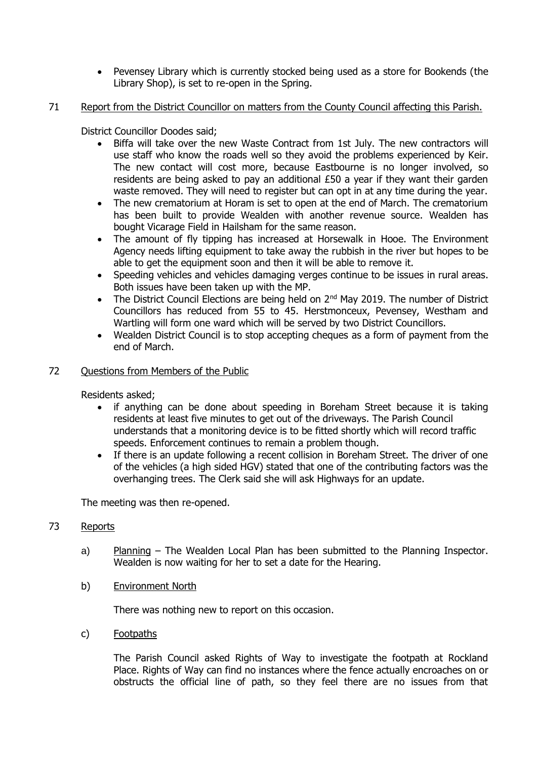- Pevensey Library which is currently stocked being used as a store for Bookends (the Library Shop), is set to re-open in the Spring.

71 Report from the District Councillor on matters from the County Council affecting this Parish.

District Councillor Doodes said;

- Biffa will take over the new Waste Contract from 1st July. The new contractors will use staff who know the roads well so they avoid the problems experienced by Keir. The new contact will cost more, because Eastbourne is no longer involved, so residents are being asked to pay an additional £50 a year if they want their garden waste removed. They will need to register but can opt in at any time during the year.
- The new crematorium at Horam is set to open at the end of March. The crematorium has been built to provide Wealden with another revenue source. Wealden has bought Vicarage Field in Hailsham for the same reason.
- The amount of fly tipping has increased at Horsewalk in Hooe. The Environment Agency needs lifting equipment to take away the rubbish in the river but hopes to be able to get the equipment soon and then it will be able to remove it.
- Speeding vehicles and vehicles damaging verges continue to be issues in rural areas. Both issues have been taken up with the MP.
- The District Council Elections are being held on 2nd May 2019. The number of District Councillors has reduced from 55 to 45. Herstmonceux, Pevensey, Westham and Wartling will form one ward which will be served by two District Councillors.
- Wealden District Council is to stop accepting cheques as a form of payment from the end of March.

72 Questions from Members of the Public

Residents asked;

- if anything can be done about speeding in Boreham Street because it is taking residents at least five minutes to get out of the driveways. The Parish Council understands that a monitoring device is to be fitted shortly which will record traffic speeds. Enforcement continues to remain a problem though.
- If there is an update following a recent collision in Boreham Street. The driver of one of the vehicles (a high sided HGV) stated that one of the contributing factors was the overhanging trees. The Clerk said she will ask Highways for an update.

The meeting was then re-opened.

73 Reports

a) Planning – The Wealden Local Plan has been submitted to the Planning Inspector. Wealden is now waiting for her to set a date for the Hearing.

b) Environment North

There was nothing new to report on this occasion.

c) Footpaths

The Parish Council asked Rights of Way to investigate the footpath at Rockland Place. Rights of Way can find no instances where the fence actually encroaches on or obstructs the official line of path, so they feel there are no issues from that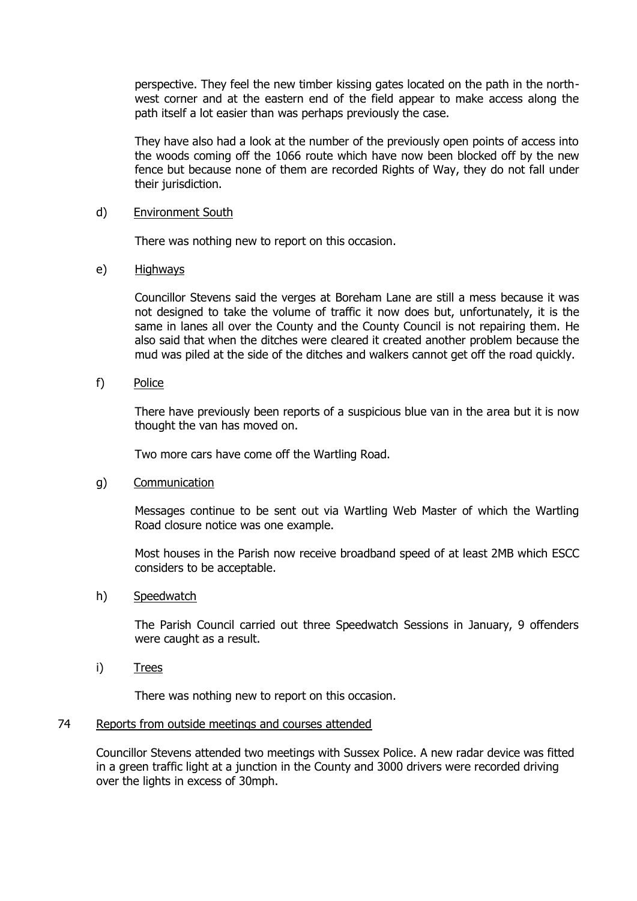perspective. They feel the new timber kissing gates located on the path in the north-west corner and at the eastern end of the field appear to make access along the path itself a lot easier than was perhaps previously the case.

They have also had a look at the number of the previously open points of access into the woods coming off the 1066 route which have now been blocked off by the new fence but because none of them are recorded Rights of Way, they do not fall under their jurisdiction.

d) Environment South

There was nothing new to report on this occasion.

e) Highways

Councillor Stevens said the verges at Boreham Lane are still a mess because it was not designed to take the volume of traffic it now does but, unfortunately, it is the same in lanes all over the County and the County Council is not repairing them. He also said that when the ditches were cleared it created another problem because the mud was piled at the side of the ditches and walkers cannot get off the road quickly.

f) Police

There have previously been reports of a suspicious blue van in the area but it is now thought the van has moved on.

Two more cars have come off the Wartling Road.

g) Communication

Messages continue to be sent out via Wartling Web Master of which the Wartling Road closure notice was one example.

Most houses in the Parish now receive broadband speed of at least 2MB which ESCC considers to be acceptable.

h) Speedwatch

The Parish Council carried out three Speedwatch Sessions in January, 9 offenders were caught as a result.

i) Trees

There was nothing new to report on this occasion.

## 74 Reports from outside meetings and courses attended

Councillor Stevens attended two meetings with Sussex Police. A new radar device was fitted in a green traffic light at a junction in the County and 3000 drivers were recorded driving over the lights in excess of 30mph.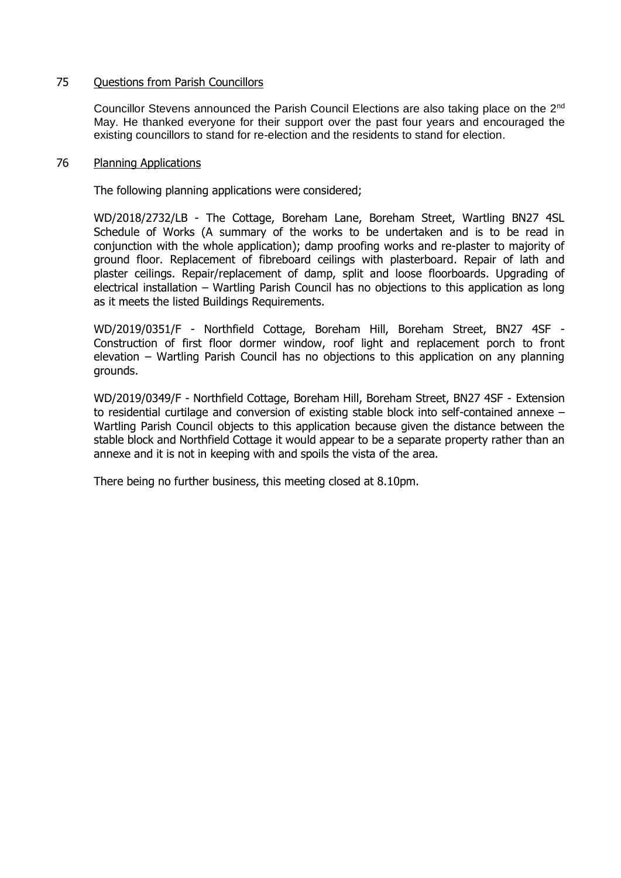75 <u>Questions from Parish Councillors</u>

Councillor Stevens announced the Parish Council Elections are also taking place on the 2nd May. He thanked everyone for their support over the past four years and encouraged the existing councillors to stand for re-election and the residents to stand for election.

76 <u>Planning Applications</u>

The following planning applications were considered;

WD/2018/2732/LB - The Cottage, Boreham Lane, Boreham Street, Wartling BN27 4SL Schedule of Works (A summary of the works to be undertaken and is to be read in conjunction with the whole application); damp proofing works and re-plaster to majority of ground floor. Replacement of fibreboard ceilings with plasterboard. Repair of lath and plaster ceilings. Repair/replacement of damp, split and loose floorboards. Upgrading of electrical installation – Wartling Parish Council has no objections to this application as long as it meets the listed Buildings Requirements.

WD/2019/0351/F - Northfield Cottage, Boreham Hill, Boreham Street, BN27 4SF - Construction of first floor dormer window, roof light and replacement porch to front elevation – Wartling Parish Council has no objections to this application on any planning grounds.

WD/2019/0349/F - Northfield Cottage, Boreham Hill, Boreham Street, BN27 4SF - Extension to residential curtilage and conversion of existing stable block into self-contained annexe – Wartling Parish Council objects to this application because given the distance between the stable block and Northfield Cottage it would appear to be a separate property rather than an annexe and it is not in keeping with and spoils the vista of the area.

There being no further business, this meeting closed at 8.10pm.